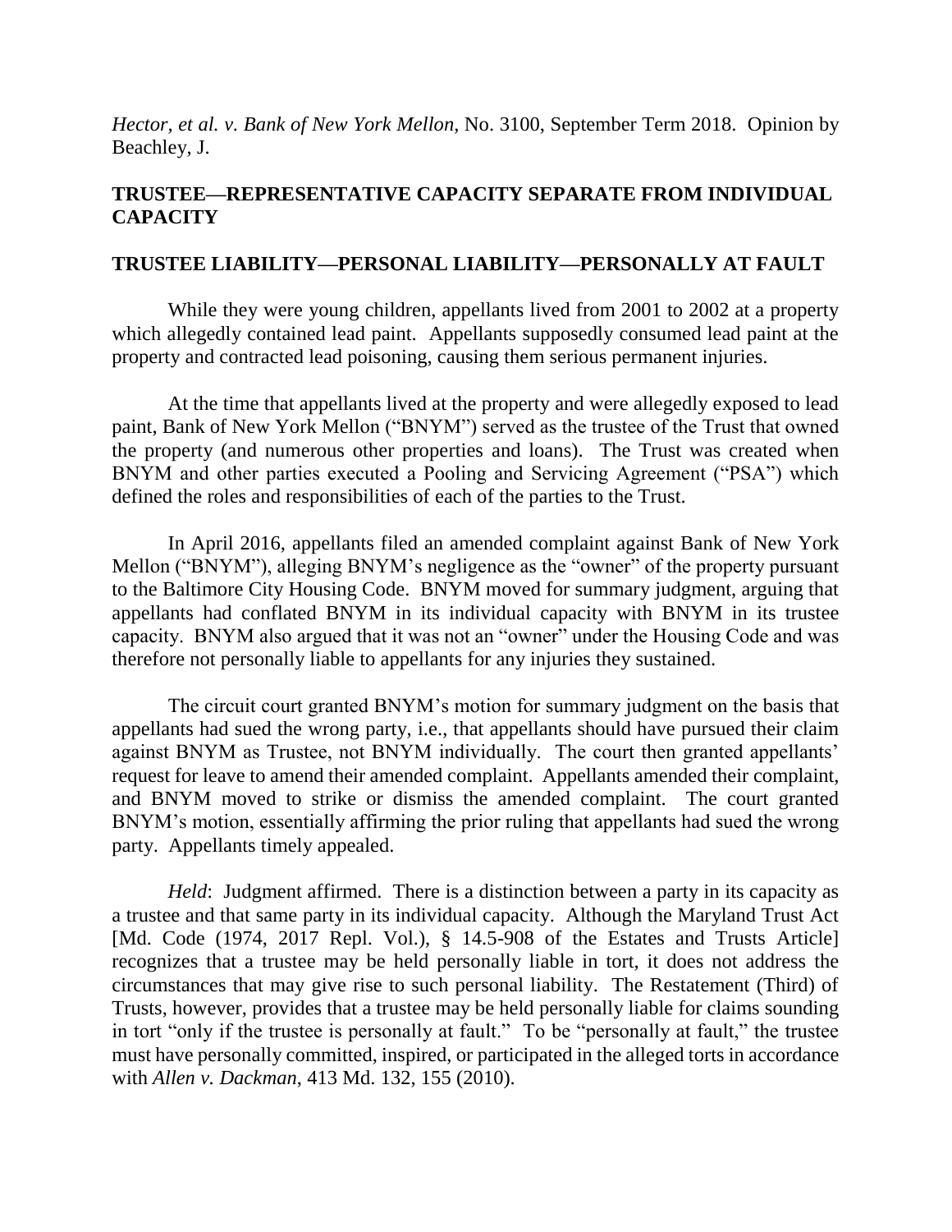*Hector, et al. v. Bank of New York Mellon*, No. 3100, September Term 2018. Opinion by Beachley, J.

**TRUSTEE—REPRESENTATIVE CAPACITY SEPARATE FROM INDIVIDUAL CAPACITY**

**TRUSTEE LIABILITY—PERSONAL LIABILITY—PERSONALLY AT FAULT**

While they were young children, appellants lived from 2001 to 2002 at a property which allegedly contained lead paint. Appellants supposedly consumed lead paint at the property and contracted lead poisoning, causing them serious permanent injuries.

At the time that appellants lived at the property and were allegedly exposed to lead paint, Bank of New York Mellon ("BNYM") served as the trustee of the Trust that owned the property (and numerous other properties and loans). The Trust was created when BNYM and other parties executed a Pooling and Servicing Agreement ("PSA") which defined the roles and responsibilities of each of the parties to the Trust.

In April 2016, appellants filed an amended complaint against Bank of New York Mellon ("BNYM"), alleging BNYM's negligence as the "owner" of the property pursuant to the Baltimore City Housing Code. BNYM moved for summary judgment, arguing that appellants had conflated BNYM in its individual capacity with BNYM in its trustee capacity. BNYM also argued that it was not an "owner" under the Housing Code and was therefore not personally liable to appellants for any injuries they sustained.

The circuit court granted BNYM's motion for summary judgment on the basis that appellants had sued the wrong party, i.e., that appellants should have pursued their claim against BNYM as Trustee, not BNYM individually. The court then granted appellants' request for leave to amend their amended complaint. Appellants amended their complaint, and BNYM moved to strike or dismiss the amended complaint. The court granted BNYM's motion, essentially affirming the prior ruling that appellants had sued the wrong party. Appellants timely appealed.

*Held*: Judgment affirmed. There is a distinction between a party in its capacity as a trustee and that same party in its individual capacity. Although the Maryland Trust Act [Md. Code (1974, 2017 Repl. Vol.), § 14.5-908 of the Estates and Trusts Article] recognizes that a trustee may be held personally liable in tort, it does not address the circumstances that may give rise to such personal liability. The Restatement (Third) of Trusts, however, provides that a trustee may be held personally liable for claims sounding in tort "only if the trustee is personally at fault." To be "personally at fault," the trustee must have personally committed, inspired, or participated in the alleged torts in accordance with *Allen v. Dackman*, 413 Md. 132, 155 (2010).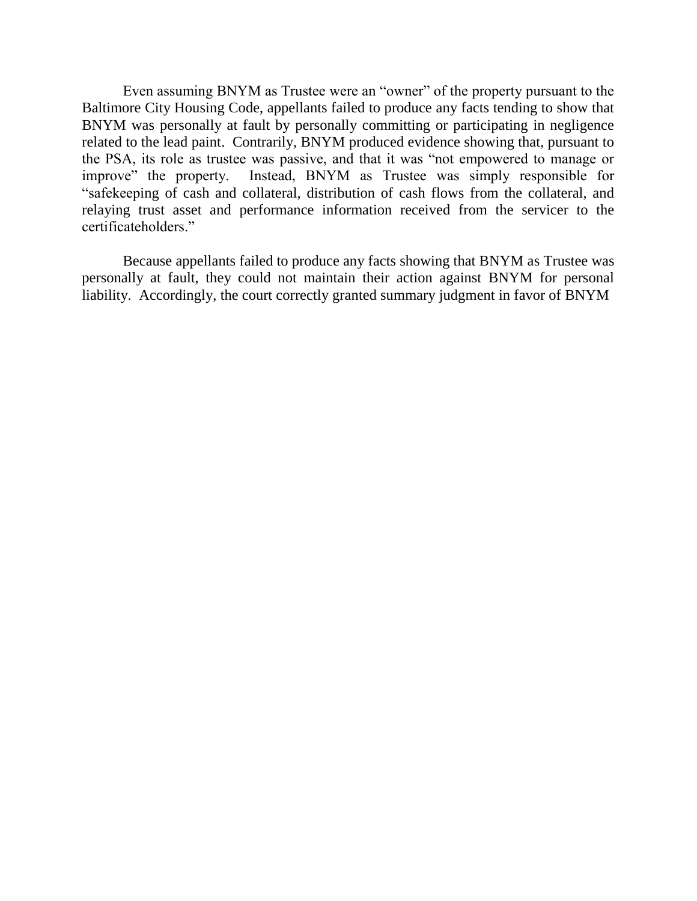Even assuming BNYM as Trustee were an "owner" of the property pursuant to the Baltimore City Housing Code, appellants failed to produce any facts tending to show that BNYM was personally at fault by personally committing or participating in negligence related to the lead paint. Contrarily, BNYM produced evidence showing that, pursuant to the PSA, its role as trustee was passive, and that it was "not empowered to manage or improve" the property. Instead, BNYM as Trustee was simply responsible for "safekeeping of cash and collateral, distribution of cash flows from the collateral, and relaying trust asset and performance information received from the servicer to the certificateholders."

Because appellants failed to produce any facts showing that BNYM as Trustee was personally at fault, they could not maintain their action against BNYM for personal liability. Accordingly, the court correctly granted summary judgment in favor of BNYM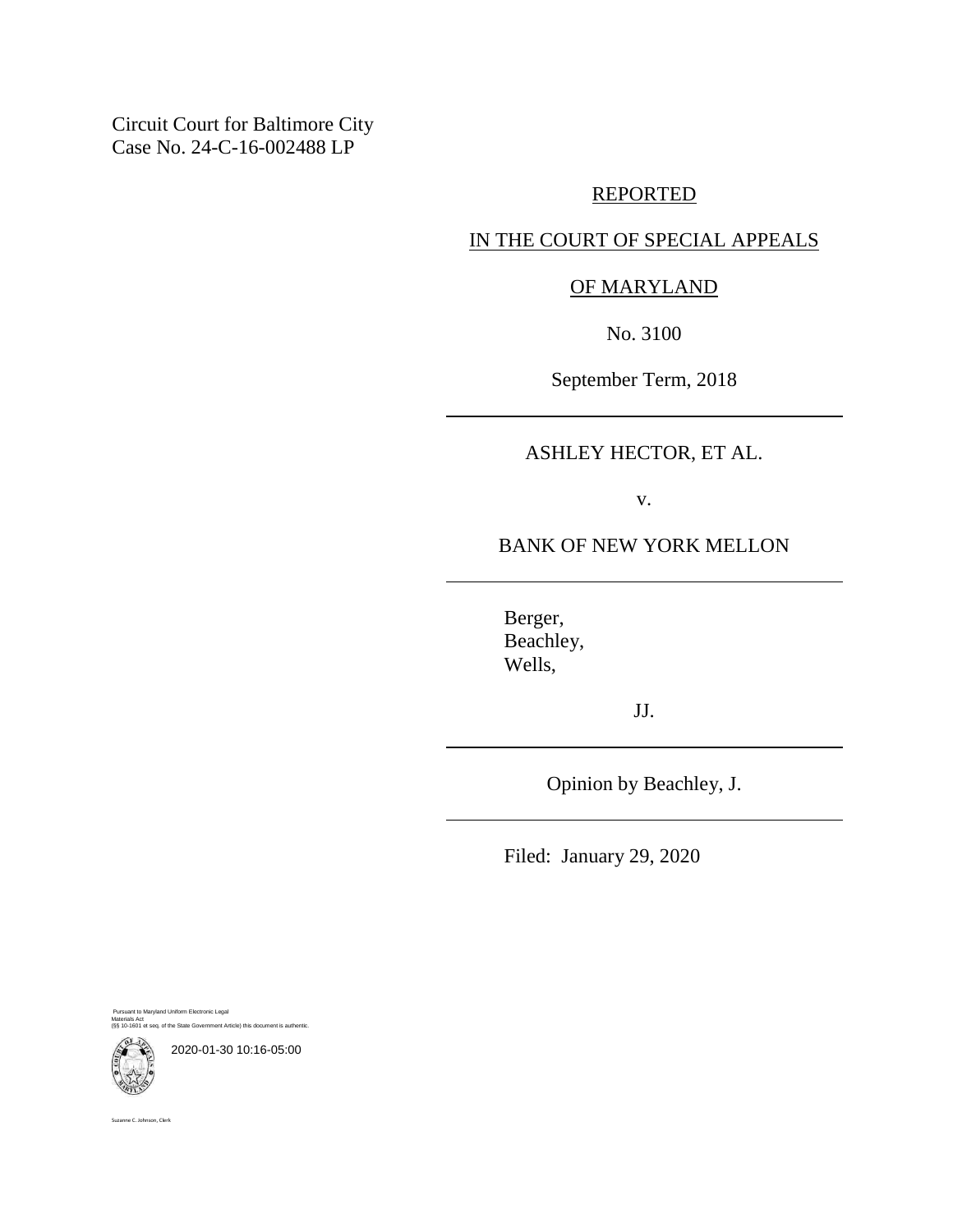Circuit Court for Baltimore City
Case No. 24-C-16-002488 LP

REPORTED

IN THE COURT OF SPECIAL APPEALS

OF MARYLAND

No. 3100

September Term, 2018

ASHLEY HECTOR, ET AL.

v.

BANK OF NEW YORK MELLON

Berger,
Beachley,
Wells,

JJ.

Opinion by Beachley, J.

Filed: January 29, 2020

Pursuant to Maryland Uniform Electronic Legal Materials Act
(§§ 10-1601 et seq. of the State Government Article) this document is authentic.

2020-01-30 10:16-05:00

Suzanne C. Johnson, Clerk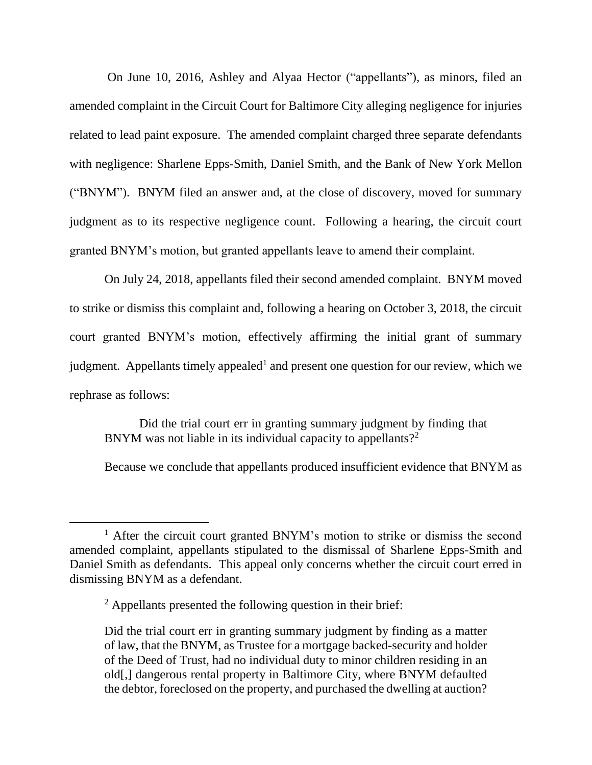On June 10, 2016, Ashley and Alyaa Hector ("appellants"), as minors, filed an amended complaint in the Circuit Court for Baltimore City alleging negligence for injuries related to lead paint exposure. The amended complaint charged three separate defendants with negligence: Sharlene Epps-Smith, Daniel Smith, and the Bank of New York Mellon ("BNYM"). BNYM filed an answer and, at the close of discovery, moved for summary judgment as to its respective negligence count. Following a hearing, the circuit court granted BNYM's motion, but granted appellants leave to amend their complaint.

On July 24, 2018, appellants filed their second amended complaint. BNYM moved to strike or dismiss this complaint and, following a hearing on October 3, 2018, the circuit court granted BNYM's motion, effectively affirming the initial grant of summary judgment. Appellants timely appealed[1] and present one question for our review, which we rephrase as follows:

> Did the trial court err in granting summary judgment by finding that BNYM was not liable in its individual capacity to appellants?[2]

Because we conclude that appellants produced insufficient evidence that BNYM as

---

[1] After the circuit court granted BNYM's motion to strike or dismiss the second amended complaint, appellants stipulated to the dismissal of Sharlene Epps-Smith and Daniel Smith as defendants. This appeal only concerns whether the circuit court erred in dismissing BNYM as a defendant.

[2] Appellants presented the following question in their brief:

> Did the trial court err in granting summary judgment by finding as a matter of law, that the BNYM, as Trustee for a mortgage backed-security and holder of the Deed of Trust, had no individual duty to minor children residing in an old[,] dangerous rental property in Baltimore City, where BNYM defaulted the debtor, foreclosed on the property, and purchased the dwelling at auction?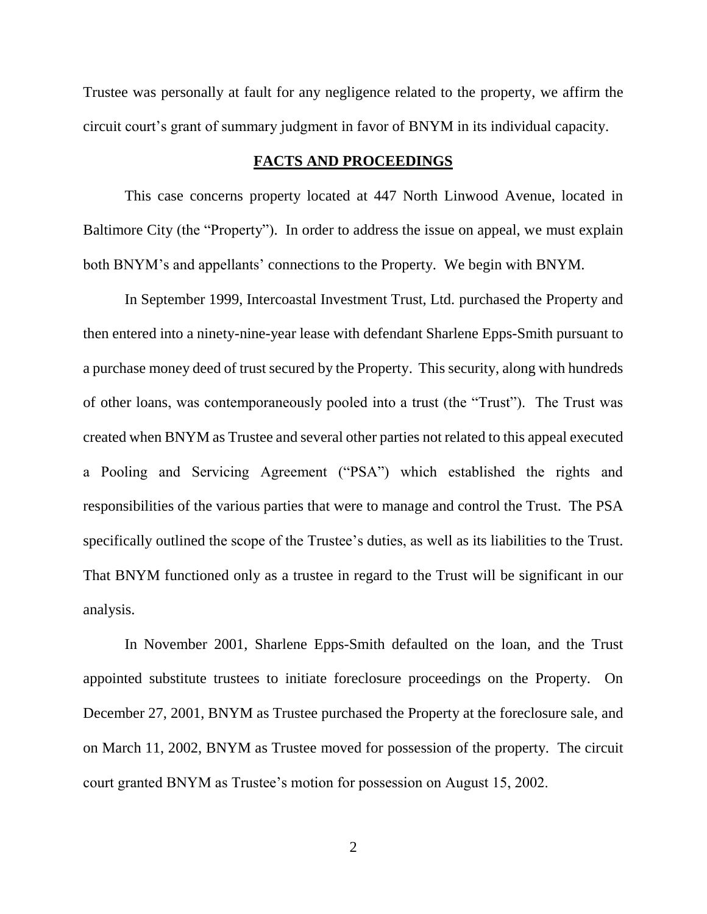Trustee was personally at fault for any negligence related to the property, we affirm the circuit court's grant of summary judgment in favor of BNYM in its individual capacity.

## FACTS AND PROCEEDINGS

This case concerns property located at 447 North Linwood Avenue, located in Baltimore City (the "Property"). In order to address the issue on appeal, we must explain both BNYM's and appellants' connections to the Property. We begin with BNYM.

In September 1999, Intercoastal Investment Trust, Ltd. purchased the Property and then entered into a ninety-nine-year lease with defendant Sharlene Epps-Smith pursuant to a purchase money deed of trust secured by the Property. This security, along with hundreds of other loans, was contemporaneously pooled into a trust (the "Trust"). The Trust was created when BNYM as Trustee and several other parties not related to this appeal executed a Pooling and Servicing Agreement ("PSA") which established the rights and responsibilities of the various parties that were to manage and control the Trust. The PSA specifically outlined the scope of the Trustee's duties, as well as its liabilities to the Trust. That BNYM functioned only as a trustee in regard to the Trust will be significant in our analysis.

In November 2001, Sharlene Epps-Smith defaulted on the loan, and the Trust appointed substitute trustees to initiate foreclosure proceedings on the Property. On December 27, 2001, BNYM as Trustee purchased the Property at the foreclosure sale, and on March 11, 2002, BNYM as Trustee moved for possession of the property. The circuit court granted BNYM as Trustee's motion for possession on August 15, 2002.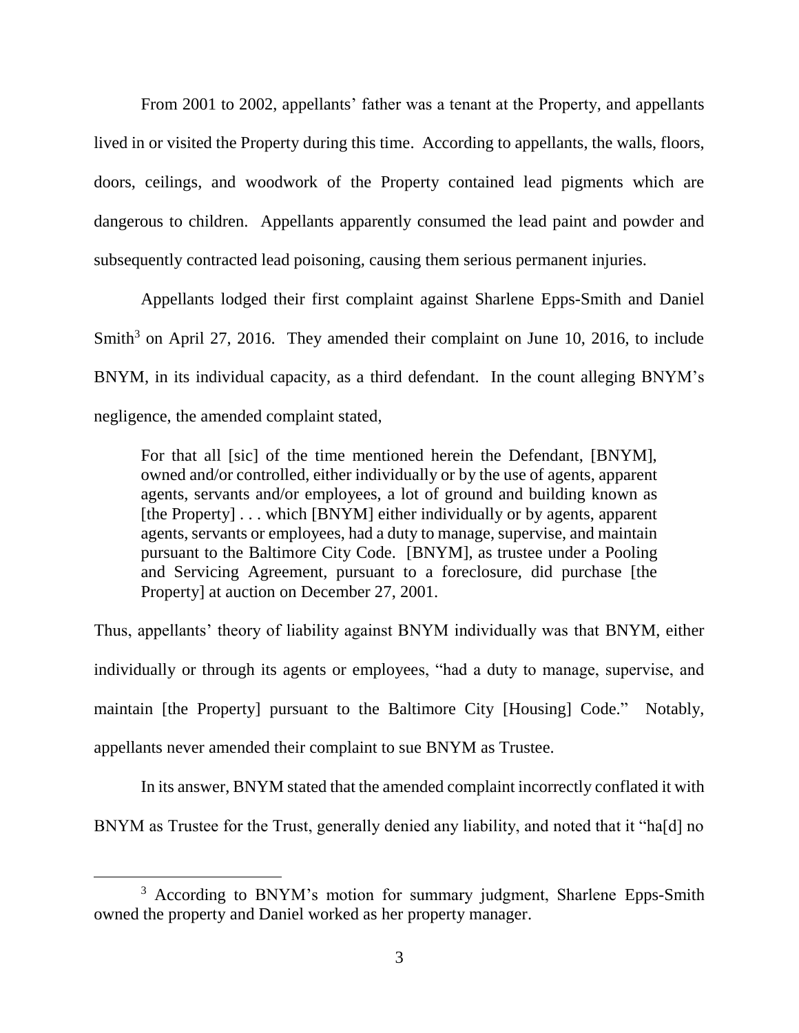From 2001 to 2002, appellants' father was a tenant at the Property, and appellants lived in or visited the Property during this time. According to appellants, the walls, floors, doors, ceilings, and woodwork of the Property contained lead pigments which are dangerous to children. Appellants apparently consumed the lead paint and powder and subsequently contracted lead poisoning, causing them serious permanent injuries.

Appellants lodged their first complaint against Sharlene Epps-Smith and Daniel Smith[3] on April 27, 2016. They amended their complaint on June 10, 2016, to include BNYM, in its individual capacity, as a third defendant. In the count alleging BNYM's negligence, the amended complaint stated,

> For that all [sic] of the time mentioned herein the Defendant, [BNYM], owned and/or controlled, either individually or by the use of agents, apparent agents, servants and/or employees, a lot of ground and building known as [the Property] . . . which [BNYM] either individually or by agents, apparent agents, servants or employees, had a duty to manage, supervise, and maintain pursuant to the Baltimore City Code. [BNYM], as trustee under a Pooling and Servicing Agreement, pursuant to a foreclosure, did purchase [the Property] at auction on December 27, 2001.

Thus, appellants' theory of liability against BNYM individually was that BNYM, either individually or through its agents or employees, "had a duty to manage, supervise, and maintain [the Property] pursuant to the Baltimore City [Housing] Code." Notably, appellants never amended their complaint to sue BNYM as Trustee.

In its answer, BNYM stated that the amended complaint incorrectly conflated it with BNYM as Trustee for the Trust, generally denied any liability, and noted that it "ha[d] no

[3] According to BNYM's motion for summary judgment, Sharlene Epps-Smith owned the property and Daniel worked as her property manager.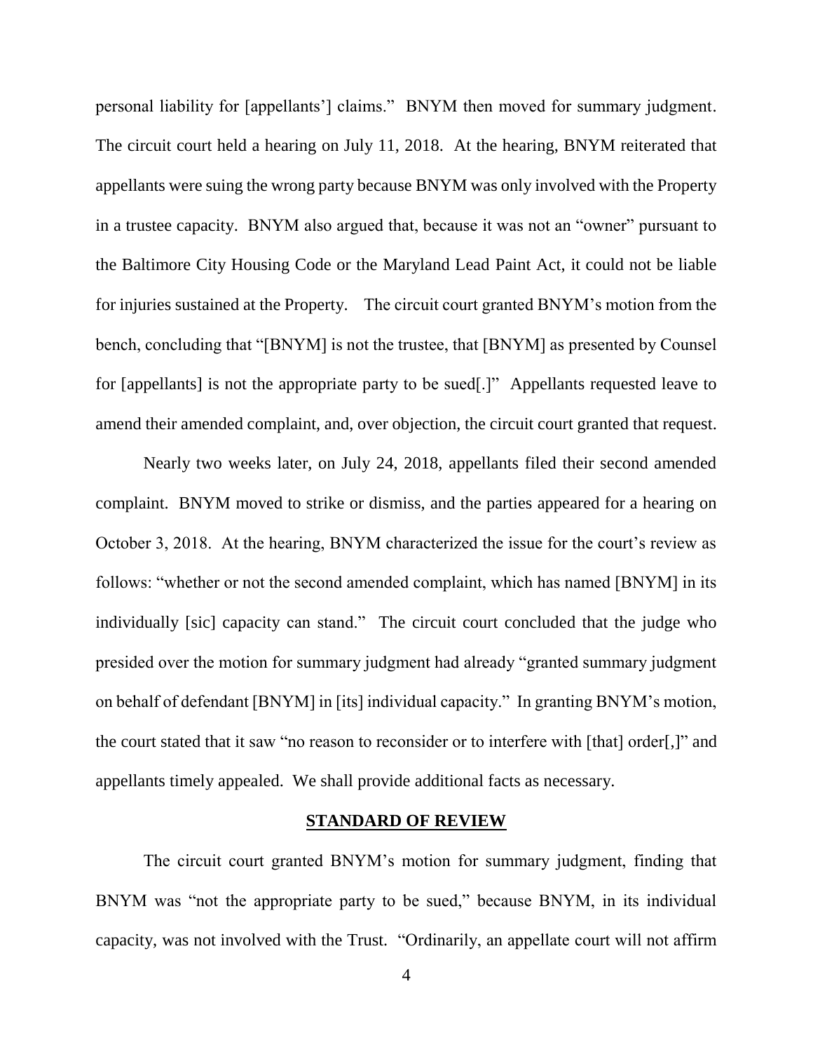personal liability for [appellants'] claims." BNYM then moved for summary judgment. The circuit court held a hearing on July 11, 2018. At the hearing, BNYM reiterated that appellants were suing the wrong party because BNYM was only involved with the Property in a trustee capacity. BNYM also argued that, because it was not an "owner" pursuant to the Baltimore City Housing Code or the Maryland Lead Paint Act, it could not be liable for injuries sustained at the Property. The circuit court granted BNYM's motion from the bench, concluding that "[BNYM] is not the trustee, that [BNYM] as presented by Counsel for [appellants] is not the appropriate party to be sued[.]" Appellants requested leave to amend their amended complaint, and, over objection, the circuit court granted that request.

Nearly two weeks later, on July 24, 2018, appellants filed their second amended complaint. BNYM moved to strike or dismiss, and the parties appeared for a hearing on October 3, 2018. At the hearing, BNYM characterized the issue for the court's review as follows: "whether or not the second amended complaint, which has named [BNYM] in its individually [sic] capacity can stand." The circuit court concluded that the judge who presided over the motion for summary judgment had already "granted summary judgment on behalf of defendant [BNYM] in [its] individual capacity." In granting BNYM's motion, the court stated that it saw "no reason to reconsider or to interfere with [that] order[,]" and appellants timely appealed. We shall provide additional facts as necessary.

## STANDARD OF REVIEW

The circuit court granted BNYM's motion for summary judgment, finding that BNYM was "not the appropriate party to be sued," because BNYM, in its individual capacity, was not involved with the Trust. "Ordinarily, an appellate court will not affirm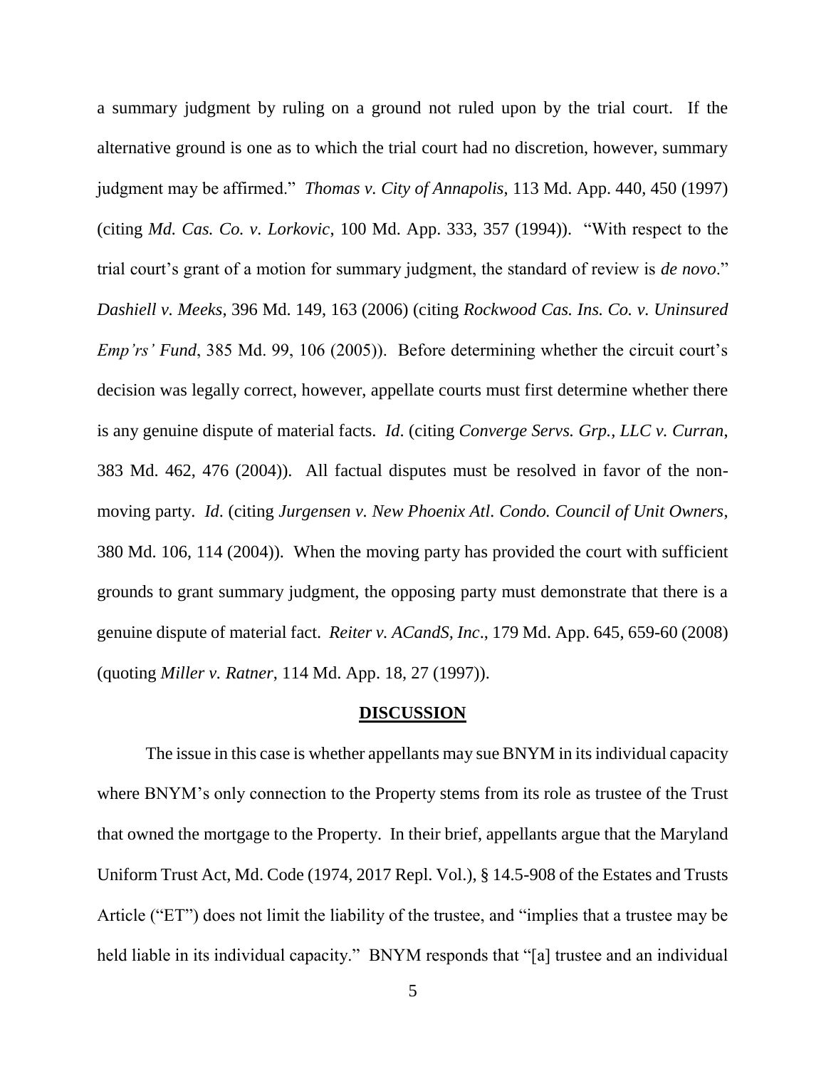a summary judgment by ruling on a ground not ruled upon by the trial court. If the alternative ground is one as to which the trial court had no discretion, however, summary judgment may be affirmed." *Thomas v. City of Annapolis*, 113 Md. App. 440, 450 (1997) (citing *Md. Cas. Co. v. Lorkovic*, 100 Md. App. 333, 357 (1994)). "With respect to the trial court's grant of a motion for summary judgment, the standard of review is *de novo*." *Dashiell v. Meeks*, 396 Md. 149, 163 (2006) (citing *Rockwood Cas. Ins. Co. v. Uninsured Emp'rs' Fund*, 385 Md. 99, 106 (2005)). Before determining whether the circuit court's decision was legally correct, however, appellate courts must first determine whether there is any genuine dispute of material facts. *Id*. (citing *Converge Servs. Grp., LLC v. Curran*, 383 Md. 462, 476 (2004)). All factual disputes must be resolved in favor of the non-moving party. *Id*. (citing *Jurgensen v. New Phoenix Atl. Condo. Council of Unit Owners*, 380 Md. 106, 114 (2004)). When the moving party has provided the court with sufficient grounds to grant summary judgment, the opposing party must demonstrate that there is a genuine dispute of material fact. *Reiter v. ACandS, Inc*., 179 Md. App. 645, 659-60 (2008) (quoting *Miller v. Ratner*, 114 Md. App. 18, 27 (1997)).

## DISCUSSION

The issue in this case is whether appellants may sue BNYM in its individual capacity where BNYM's only connection to the Property stems from its role as trustee of the Trust that owned the mortgage to the Property. In their brief, appellants argue that the Maryland Uniform Trust Act, Md. Code (1974, 2017 Repl. Vol.), § 14.5-908 of the Estates and Trusts Article ("ET") does not limit the liability of the trustee, and "implies that a trustee may be held liable in its individual capacity." BNYM responds that "[a] trustee and an individual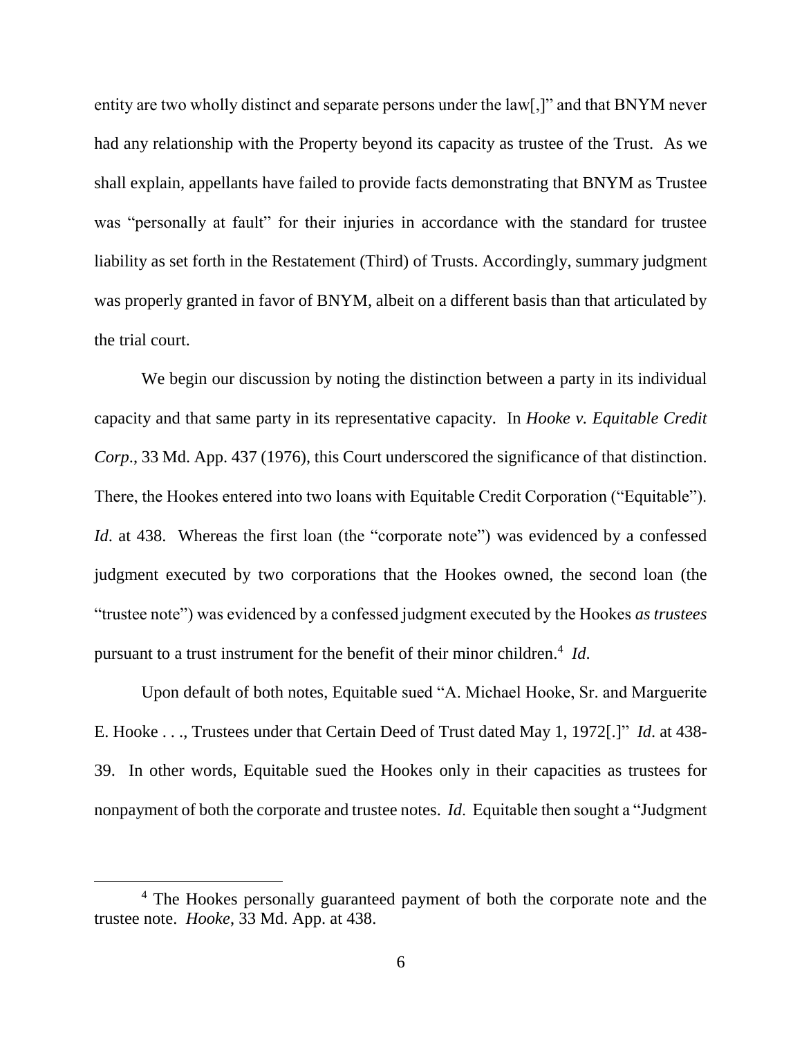entity are two wholly distinct and separate persons under the law[,]" and that BNYM never had any relationship with the Property beyond its capacity as trustee of the Trust. As we shall explain, appellants have failed to provide facts demonstrating that BNYM as Trustee was "personally at fault" for their injuries in accordance with the standard for trustee liability as set forth in the Restatement (Third) of Trusts. Accordingly, summary judgment was properly granted in favor of BNYM, albeit on a different basis than that articulated by the trial court.

We begin our discussion by noting the distinction between a party in its individual capacity and that same party in its representative capacity. In *Hooke v. Equitable Credit Corp*., 33 Md. App. 437 (1976), this Court underscored the significance of that distinction. There, the Hookes entered into two loans with Equitable Credit Corporation ("Equitable"). *Id*. at 438. Whereas the first loan (the "corporate note") was evidenced by a confessed judgment executed by two corporations that the Hookes owned, the second loan (the "trustee note") was evidenced by a confessed judgment executed by the Hookes *as trustees* pursuant to a trust instrument for the benefit of their minor children.[4] *Id*.

Upon default of both notes, Equitable sued "A. Michael Hooke, Sr. and Marguerite E. Hooke . . ., Trustees under that Certain Deed of Trust dated May 1, 1972[.]" *Id*. at 438-39. In other words, Equitable sued the Hookes only in their capacities as trustees for nonpayment of both the corporate and trustee notes. *Id*. Equitable then sought a "Judgment

---

[4] The Hookes personally guaranteed payment of both the corporate note and the trustee note. *Hooke*, 33 Md. App. at 438.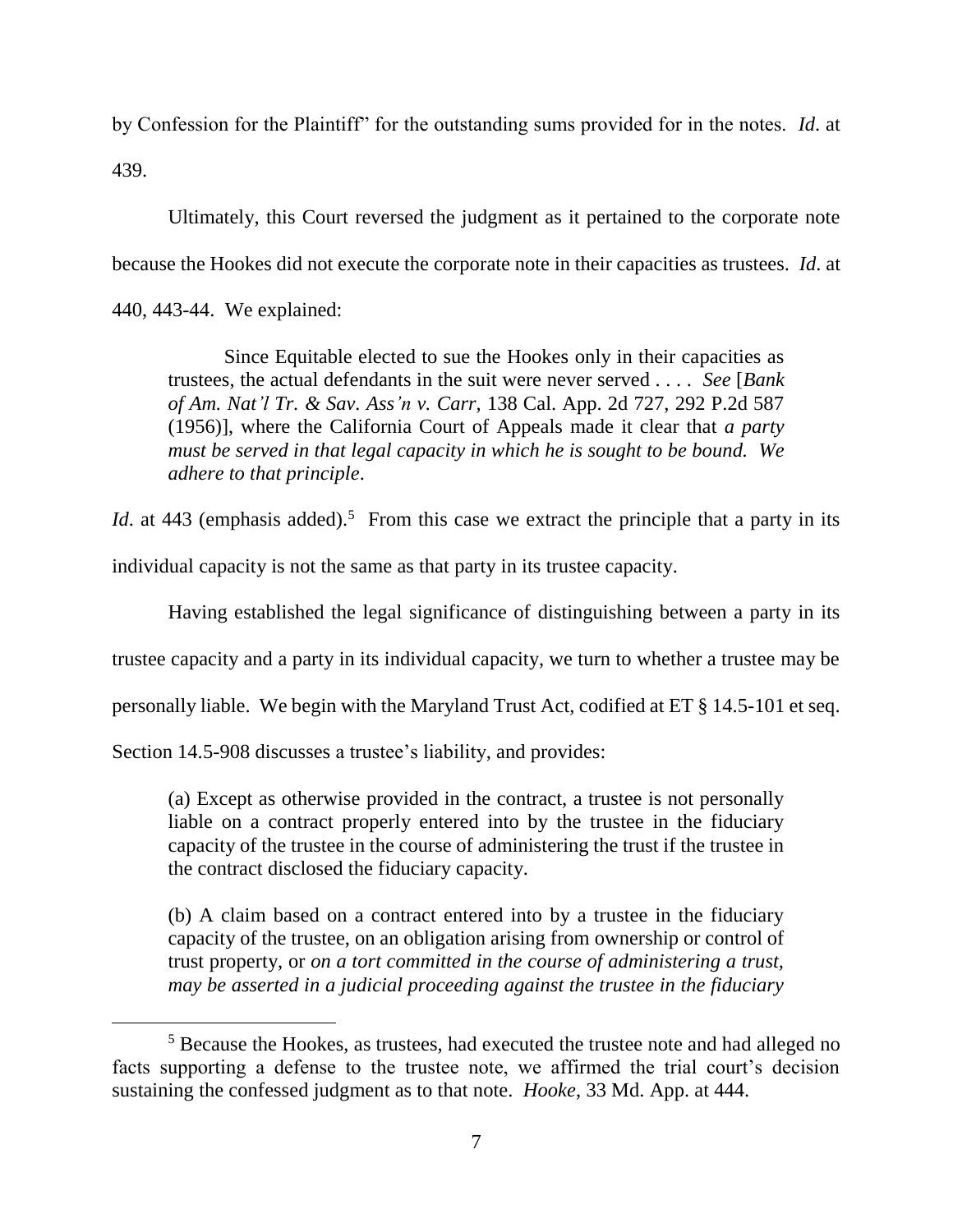by Confession for the Plaintiff" for the outstanding sums provided for in the notes. *Id*. at 439.

Ultimately, this Court reversed the judgment as it pertained to the corporate note because the Hookes did not execute the corporate note in their capacities as trustees. *Id*. at 440, 443-44. We explained:

> Since Equitable elected to sue the Hookes only in their capacities as trustees, the actual defendants in the suit were never served . . . . *See* [*Bank of Am. Nat'l Tr. & Sav. Ass'n v. Carr*, 138 Cal. App. 2d 727, 292 P.2d 587 (1956)], where the California Court of Appeals made it clear that *a party must be served in that legal capacity in which he is sought to be bound. We adhere to that principle*.

*Id*. at 443 (emphasis added).[5] From this case we extract the principle that a party in its individual capacity is not the same as that party in its trustee capacity.

Having established the legal significance of distinguishing between a party in its trustee capacity and a party in its individual capacity, we turn to whether a trustee may be personally liable. We begin with the Maryland Trust Act, codified at ET § 14.5-101 et seq. Section 14.5-908 discusses a trustee's liability, and provides:

> (a) Except as otherwise provided in the contract, a trustee is not personally liable on a contract properly entered into by the trustee in the fiduciary capacity of the trustee in the course of administering the trust if the trustee in the contract disclosed the fiduciary capacity.
>
> (b) A claim based on a contract entered into by a trustee in the fiduciary capacity of the trustee, on an obligation arising from ownership or control of trust property, or *on a tort committed in the course of administering a trust, may be asserted in a judicial proceeding against the trustee in the fiduciary*

[5] Because the Hookes, as trustees, had executed the trustee note and had alleged no facts supporting a defense to the trustee note, we affirmed the trial court's decision sustaining the confessed judgment as to that note. *Hooke*, 33 Md. App. at 444.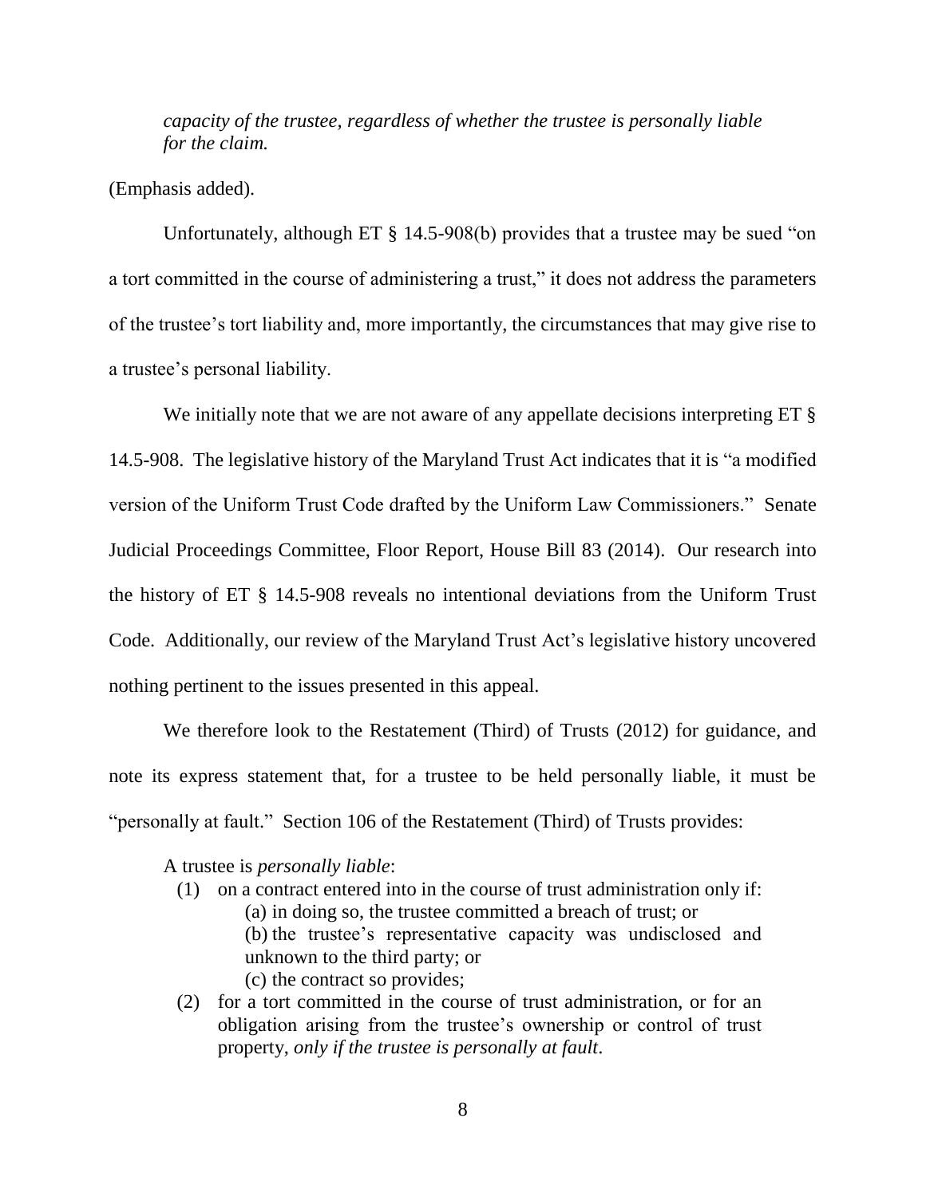> *capacity of the trustee, regardless of whether the trustee is personally liable for the claim.*

(Emphasis added).

Unfortunately, although ET § 14.5-908(b) provides that a trustee may be sued "on a tort committed in the course of administering a trust," it does not address the parameters of the trustee's tort liability and, more importantly, the circumstances that may give rise to a trustee's personal liability.

We initially note that we are not aware of any appellate decisions interpreting ET § 14.5-908. The legislative history of the Maryland Trust Act indicates that it is "a modified version of the Uniform Trust Code drafted by the Uniform Law Commissioners." Senate Judicial Proceedings Committee, Floor Report, House Bill 83 (2014). Our research into the history of ET § 14.5-908 reveals no intentional deviations from the Uniform Trust Code. Additionally, our review of the Maryland Trust Act's legislative history uncovered nothing pertinent to the issues presented in this appeal.

We therefore look to the Restatement (Third) of Trusts (2012) for guidance, and note its express statement that, for a trustee to be held personally liable, it must be "personally at fault." Section 106 of the Restatement (Third) of Trusts provides:

> A trustee is *personally liable*:
>
> (1) on a contract entered into in the course of trust administration only if:
>
>     (a) in doing so, the trustee committed a breach of trust; or
>
>     (b) the trustee's representative capacity was undisclosed and unknown to the third party; or
>
>     (c) the contract so provides;
>
> (2) for a tort committed in the course of trust administration, or for an obligation arising from the trustee's ownership or control of trust property, *only if the trustee is personally at fault*.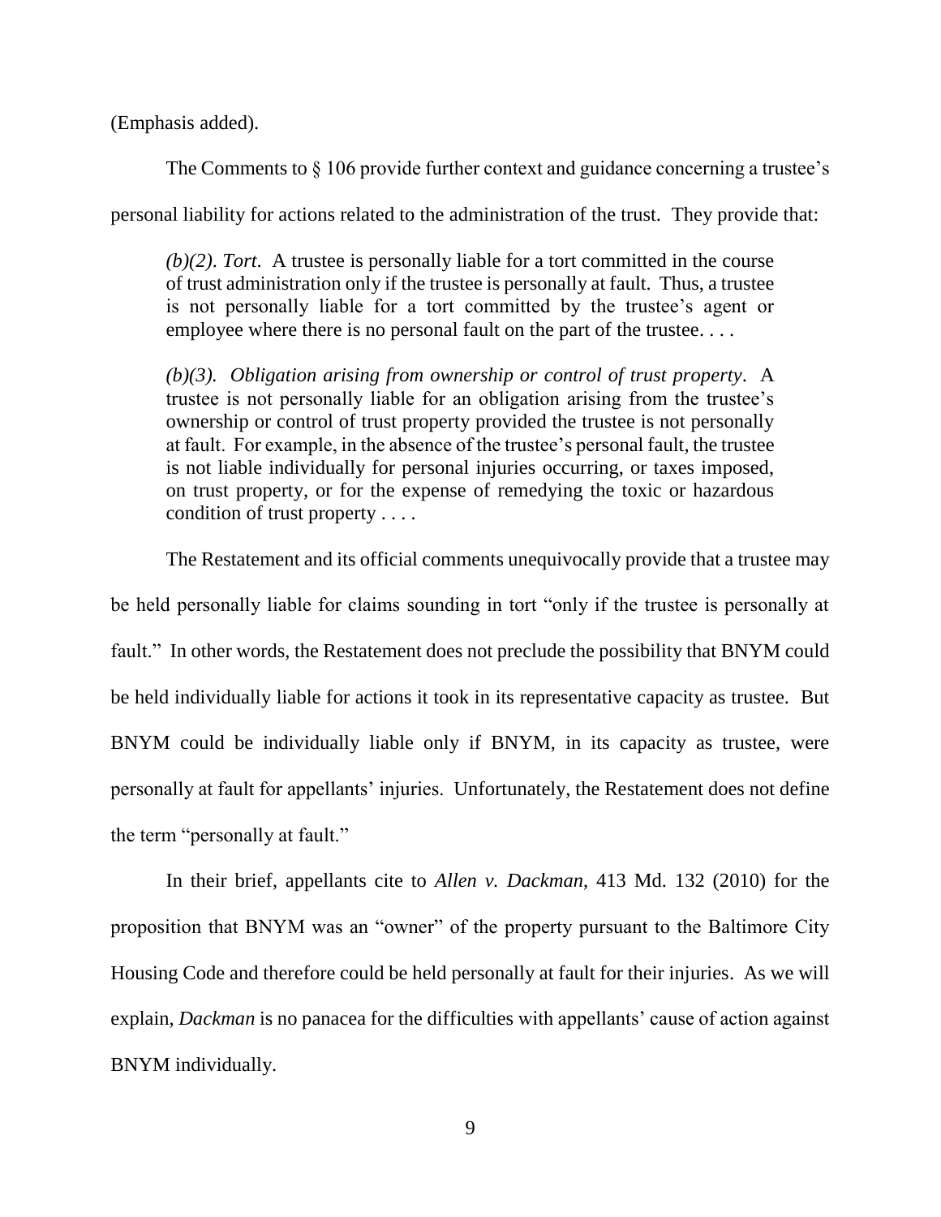(Emphasis added).

The Comments to § 106 provide further context and guidance concerning a trustee's personal liability for actions related to the administration of the trust. They provide that:

> *(b)(2)*. *Tort*. A trustee is personally liable for a tort committed in the course of trust administration only if the trustee is personally at fault. Thus, a trustee is not personally liable for a tort committed by the trustee's agent or employee where there is no personal fault on the part of the trustee. . . .
>
> *(b)(3). Obligation arising from ownership or control of trust property*. A trustee is not personally liable for an obligation arising from the trustee's ownership or control of trust property provided the trustee is not personally at fault. For example, in the absence of the trustee's personal fault, the trustee is not liable individually for personal injuries occurring, or taxes imposed, on trust property, or for the expense of remedying the toxic or hazardous condition of trust property . . . .

The Restatement and its official comments unequivocally provide that a trustee may be held personally liable for claims sounding in tort "only if the trustee is personally at fault." In other words, the Restatement does not preclude the possibility that BNYM could be held individually liable for actions it took in its representative capacity as trustee. But BNYM could be individually liable only if BNYM, in its capacity as trustee, were personally at fault for appellants' injuries. Unfortunately, the Restatement does not define the term "personally at fault."

In their brief, appellants cite to *Allen v. Dackman*, 413 Md. 132 (2010) for the proposition that BNYM was an "owner" of the property pursuant to the Baltimore City Housing Code and therefore could be held personally at fault for their injuries. As we will explain, *Dackman* is no panacea for the difficulties with appellants' cause of action against BNYM individually.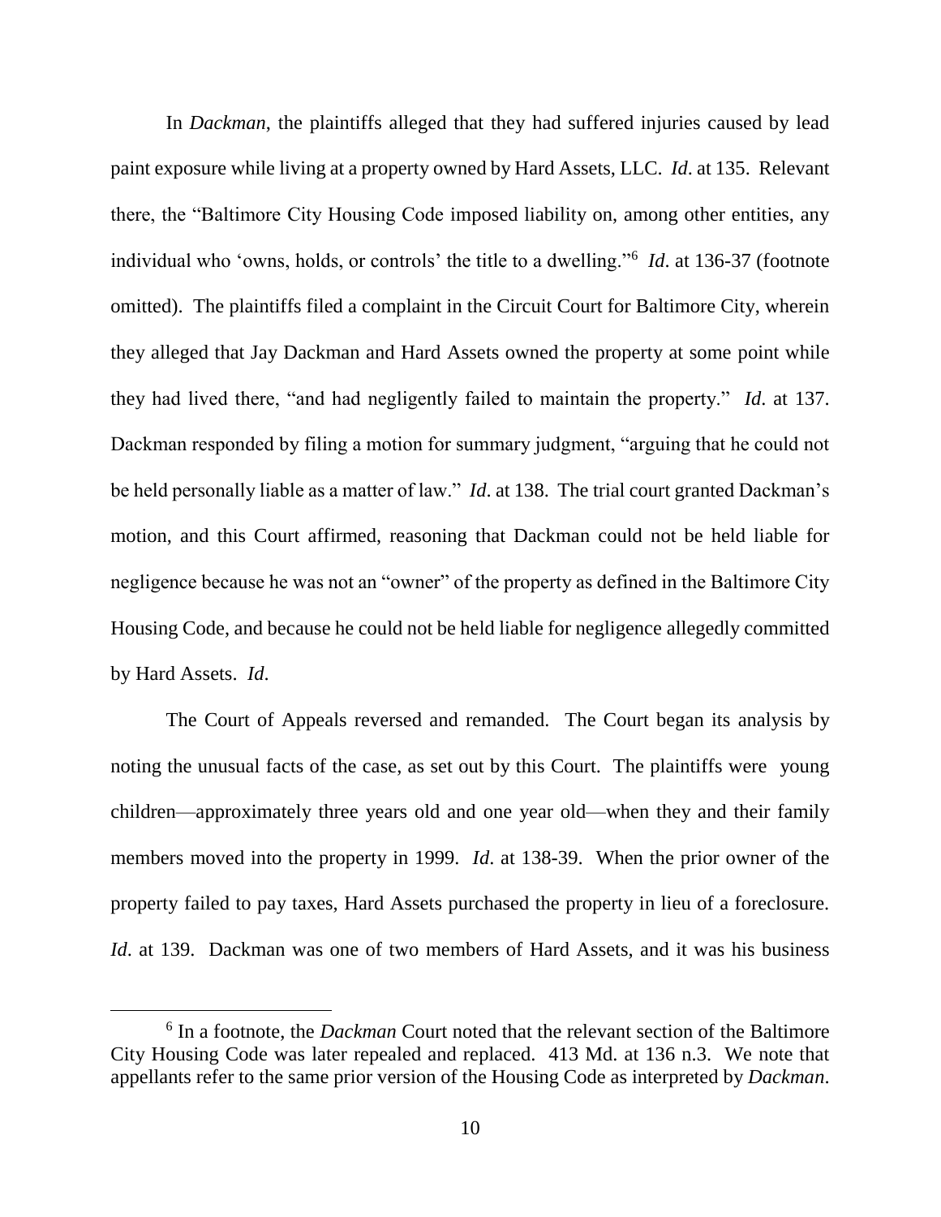In *Dackman*, the plaintiffs alleged that they had suffered injuries caused by lead paint exposure while living at a property owned by Hard Assets, LLC. *Id*. at 135. Relevant there, the "Baltimore City Housing Code imposed liability on, among other entities, any individual who 'owns, holds, or controls' the title to a dwelling."[6] *Id*. at 136-37 (footnote omitted). The plaintiffs filed a complaint in the Circuit Court for Baltimore City, wherein they alleged that Jay Dackman and Hard Assets owned the property at some point while they had lived there, "and had negligently failed to maintain the property." *Id*. at 137. Dackman responded by filing a motion for summary judgment, "arguing that he could not be held personally liable as a matter of law." *Id*. at 138. The trial court granted Dackman's motion, and this Court affirmed, reasoning that Dackman could not be held liable for negligence because he was not an "owner" of the property as defined in the Baltimore City Housing Code, and because he could not be held liable for negligence allegedly committed by Hard Assets. *Id*.

The Court of Appeals reversed and remanded. The Court began its analysis by noting the unusual facts of the case, as set out by this Court. The plaintiffs were young children—approximately three years old and one year old—when they and their family members moved into the property in 1999. *Id*. at 138-39. When the prior owner of the property failed to pay taxes, Hard Assets purchased the property in lieu of a foreclosure. *Id*. at 139. Dackman was one of two members of Hard Assets, and it was his business

---

[6] In a footnote, the *Dackman* Court noted that the relevant section of the Baltimore City Housing Code was later repealed and replaced. 413 Md. at 136 n.3. We note that appellants refer to the same prior version of the Housing Code as interpreted by *Dackman*.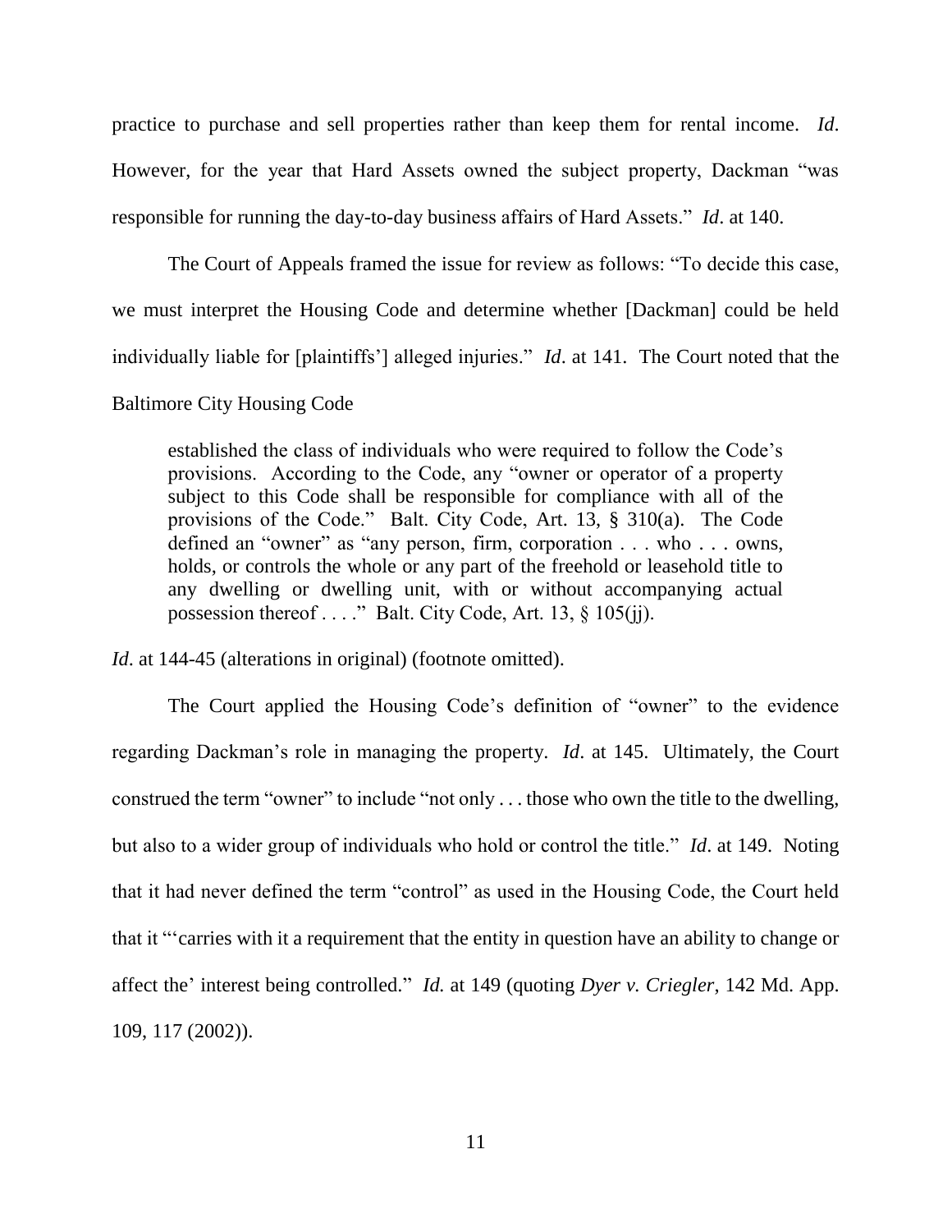practice to purchase and sell properties rather than keep them for rental income. *Id*. However, for the year that Hard Assets owned the subject property, Dackman "was responsible for running the day-to-day business affairs of Hard Assets." *Id*. at 140.

The Court of Appeals framed the issue for review as follows: "To decide this case, we must interpret the Housing Code and determine whether [Dackman] could be held individually liable for [plaintiffs'] alleged injuries." *Id*. at 141. The Court noted that the Baltimore City Housing Code

> established the class of individuals who were required to follow the Code's provisions. According to the Code, any "owner or operator of a property subject to this Code shall be responsible for compliance with all of the provisions of the Code." Balt. City Code, Art. 13, § 310(a). The Code defined an "owner" as "any person, firm, corporation . . . who . . . owns, holds, or controls the whole or any part of the freehold or leasehold title to any dwelling or dwelling unit, with or without accompanying actual possession thereof . . . ." Balt. City Code, Art. 13, § 105(jj).

*Id*. at 144-45 (alterations in original) (footnote omitted).

The Court applied the Housing Code's definition of "owner" to the evidence regarding Dackman's role in managing the property. *Id*. at 145. Ultimately, the Court construed the term "owner" to include "not only . . . those who own the title to the dwelling, but also to a wider group of individuals who hold or control the title." *Id*. at 149. Noting that it had never defined the term "control" as used in the Housing Code, the Court held that it "'carries with it a requirement that the entity in question have an ability to change or affect the' interest being controlled." *Id.* at 149 (quoting *Dyer v. Criegler*, 142 Md. App. 109, 117 (2002)).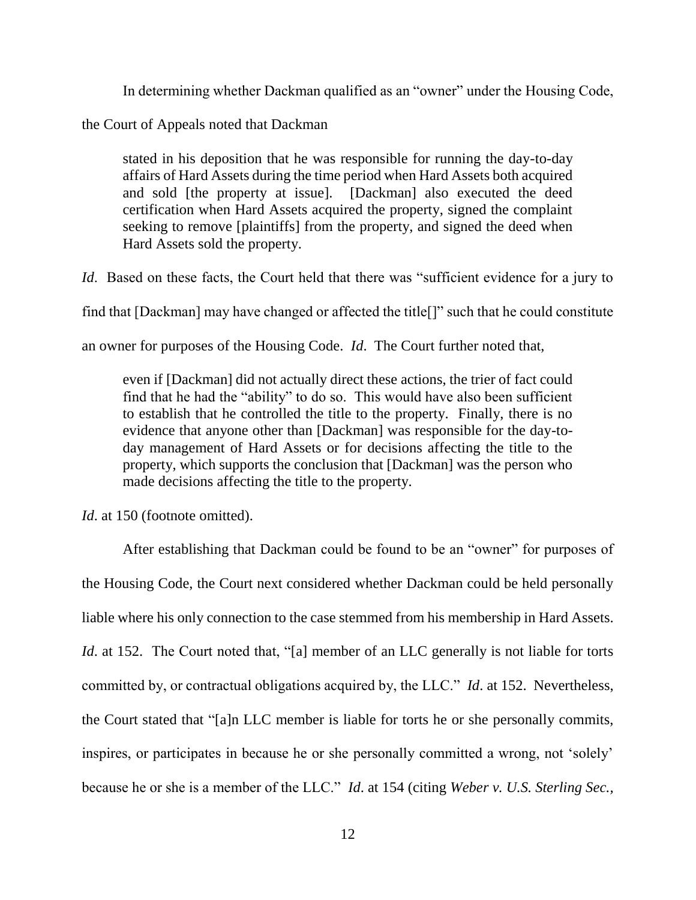In determining whether Dackman qualified as an "owner" under the Housing Code, the Court of Appeals noted that Dackman

> stated in his deposition that he was responsible for running the day-to-day affairs of Hard Assets during the time period when Hard Assets both acquired and sold [the property at issue]. [Dackman] also executed the deed certification when Hard Assets acquired the property, signed the complaint seeking to remove [plaintiffs] from the property, and signed the deed when Hard Assets sold the property.

*Id*. Based on these facts, the Court held that there was "sufficient evidence for a jury to find that [Dackman] may have changed or affected the title[]" such that he could constitute an owner for purposes of the Housing Code. *Id*. The Court further noted that,

> even if [Dackman] did not actually direct these actions, the trier of fact could find that he had the "ability" to do so. This would have also been sufficient to establish that he controlled the title to the property. Finally, there is no evidence that anyone other than [Dackman] was responsible for the day-to-day management of Hard Assets or for decisions affecting the title to the property, which supports the conclusion that [Dackman] was the person who made decisions affecting the title to the property.

*Id*. at 150 (footnote omitted).

After establishing that Dackman could be found to be an "owner" for purposes of the Housing Code, the Court next considered whether Dackman could be held personally liable where his only connection to the case stemmed from his membership in Hard Assets. *Id*. at 152. The Court noted that, "[a] member of an LLC generally is not liable for torts committed by, or contractual obligations acquired by, the LLC." *Id*. at 152. Nevertheless, the Court stated that "[a]n LLC member is liable for torts he or she personally commits, inspires, or participates in because he or she personally committed a wrong, not 'solely' because he or she is a member of the LLC." *Id*. at 154 (citing *Weber v. U.S. Sterling Sec.*,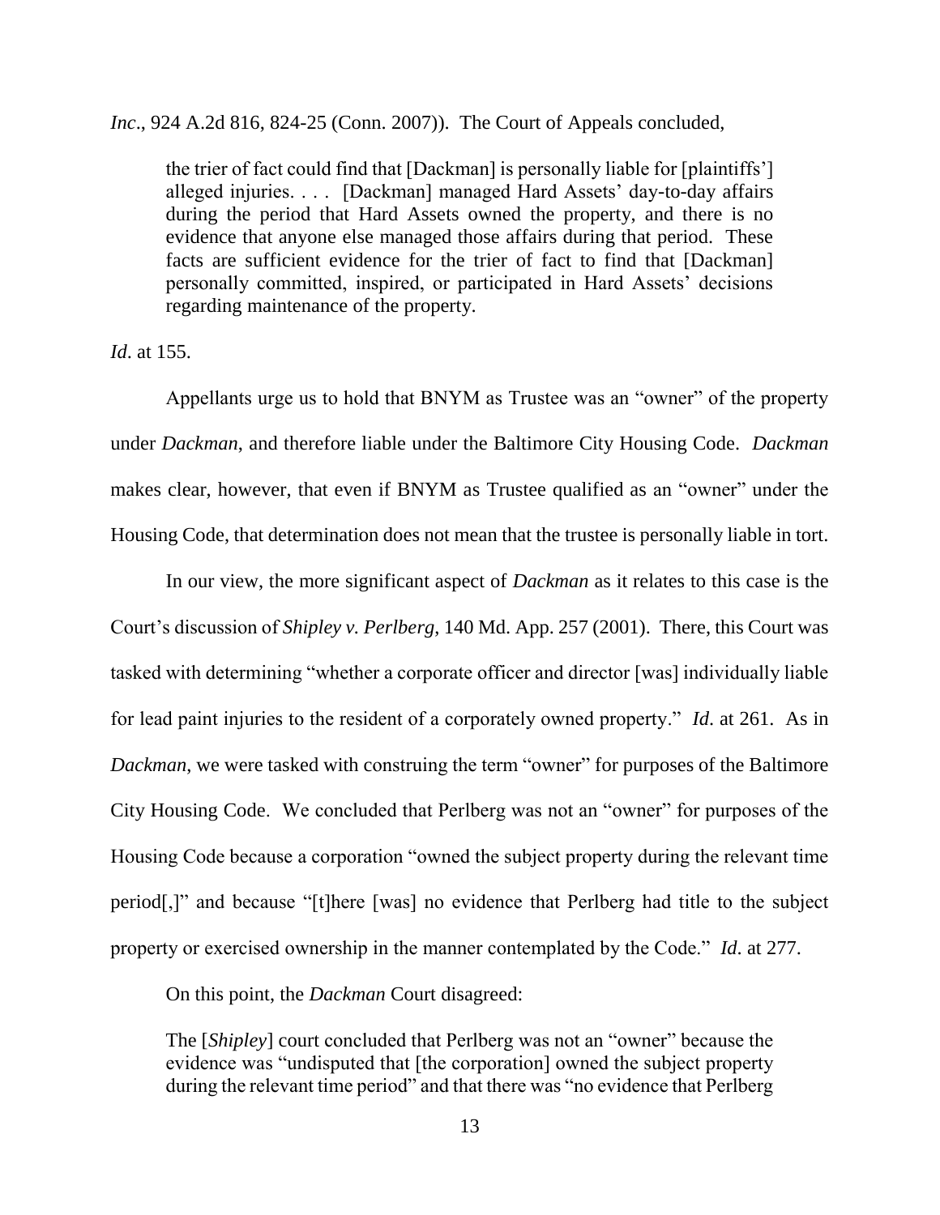*Inc*., 924 A.2d 816, 824-25 (Conn. 2007)). The Court of Appeals concluded,

> the trier of fact could find that [Dackman] is personally liable for [plaintiffs'] alleged injuries. . . . [Dackman] managed Hard Assets' day-to-day affairs during the period that Hard Assets owned the property, and there is no evidence that anyone else managed those affairs during that period. These facts are sufficient evidence for the trier of fact to find that [Dackman] personally committed, inspired, or participated in Hard Assets' decisions regarding maintenance of the property.

*Id*. at 155.

Appellants urge us to hold that BNYM as Trustee was an "owner" of the property under *Dackman,* and therefore liable under the Baltimore City Housing Code. *Dackman* makes clear, however, that even if BNYM as Trustee qualified as an "owner" under the Housing Code, that determination does not mean that the trustee is personally liable in tort.

In our view, the more significant aspect of *Dackman* as it relates to this case is the Court's discussion of *Shipley v. Perlberg*, 140 Md. App. 257 (2001). There, this Court was tasked with determining "whether a corporate officer and director [was] individually liable for lead paint injuries to the resident of a corporately owned property." *Id*. at 261. As in *Dackman,* we were tasked with construing the term "owner" for purposes of the Baltimore City Housing Code. We concluded that Perlberg was not an "owner" for purposes of the Housing Code because a corporation "owned the subject property during the relevant time period[,]" and because "[t]here [was] no evidence that Perlberg had title to the subject property or exercised ownership in the manner contemplated by the Code." *Id*. at 277.

On this point, the *Dackman* Court disagreed:

> The [*Shipley*] court concluded that Perlberg was not an "owner" because the evidence was "undisputed that [the corporation] owned the subject property during the relevant time period" and that there was "no evidence that Perlberg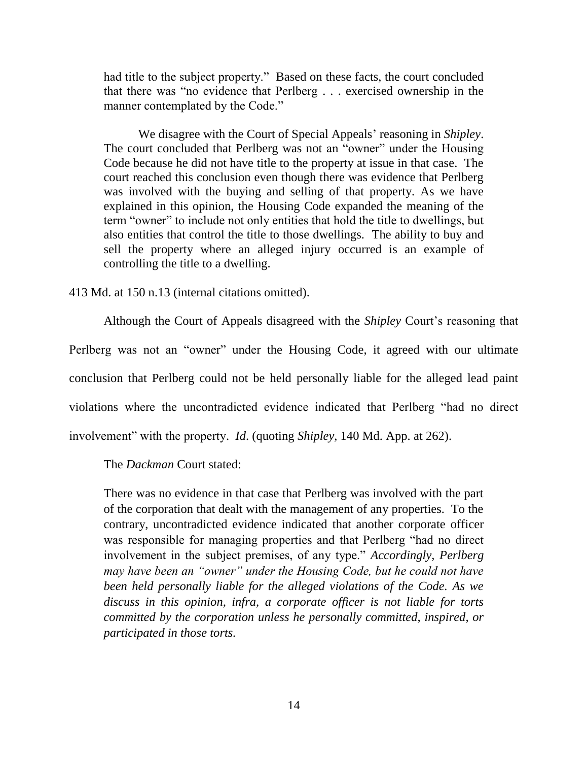> had title to the subject property." Based on these facts, the court concluded that there was "no evidence that Perlberg . . . exercised ownership in the manner contemplated by the Code."
>
> We disagree with the Court of Special Appeals' reasoning in *Shipley*. The court concluded that Perlberg was not an "owner" under the Housing Code because he did not have title to the property at issue in that case. The court reached this conclusion even though there was evidence that Perlberg was involved with the buying and selling of that property. As we have explained in this opinion, the Housing Code expanded the meaning of the term "owner" to include not only entities that hold the title to dwellings, but also entities that control the title to those dwellings. The ability to buy and sell the property where an alleged injury occurred is an example of controlling the title to a dwelling.

413 Md. at 150 n.13 (internal citations omitted).

Although the Court of Appeals disagreed with the *Shipley* Court's reasoning that Perlberg was not an "owner" under the Housing Code, it agreed with our ultimate conclusion that Perlberg could not be held personally liable for the alleged lead paint violations where the uncontradicted evidence indicated that Perlberg "had no direct involvement" with the property. *Id*. (quoting *Shipley*, 140 Md. App. at 262).

The *Dackman* Court stated:

> There was no evidence in that case that Perlberg was involved with the part of the corporation that dealt with the management of any properties. To the contrary, uncontradicted evidence indicated that another corporate officer was responsible for managing properties and that Perlberg "had no direct involvement in the subject premises, of any type." *Accordingly, Perlberg may have been an "owner" under the Housing Code, but he could not have been held personally liable for the alleged violations of the Code. As we discuss in this opinion, infra, a corporate officer is not liable for torts committed by the corporation unless he personally committed, inspired, or participated in those torts.*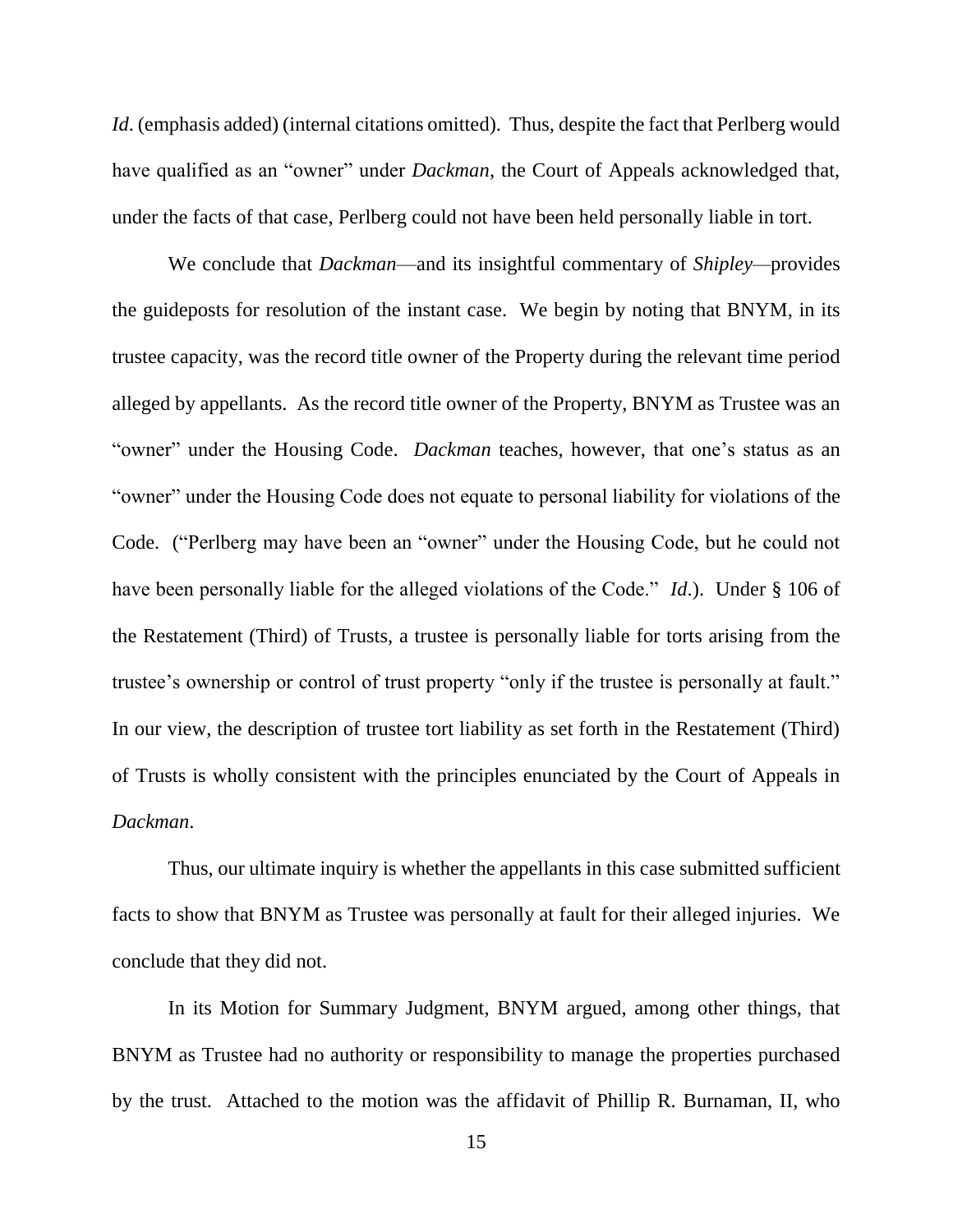*Id*. (emphasis added) (internal citations omitted). Thus, despite the fact that Perlberg would have qualified as an "owner" under *Dackman*, the Court of Appeals acknowledged that, under the facts of that case, Perlberg could not have been held personally liable in tort.

We conclude that *Dackman*—and its insightful commentary of *Shipley*—provides the guideposts for resolution of the instant case. We begin by noting that BNYM, in its trustee capacity, was the record title owner of the Property during the relevant time period alleged by appellants. As the record title owner of the Property, BNYM as Trustee was an "owner" under the Housing Code. *Dackman* teaches, however, that one's status as an "owner" under the Housing Code does not equate to personal liability for violations of the Code. ("Perlberg may have been an "owner" under the Housing Code, but he could not have been personally liable for the alleged violations of the Code." *Id*.). Under § 106 of the Restatement (Third) of Trusts, a trustee is personally liable for torts arising from the trustee's ownership or control of trust property "only if the trustee is personally at fault." In our view, the description of trustee tort liability as set forth in the Restatement (Third) of Trusts is wholly consistent with the principles enunciated by the Court of Appeals in *Dackman*.

Thus, our ultimate inquiry is whether the appellants in this case submitted sufficient facts to show that BNYM as Trustee was personally at fault for their alleged injuries. We conclude that they did not.

In its Motion for Summary Judgment, BNYM argued, among other things, that BNYM as Trustee had no authority or responsibility to manage the properties purchased by the trust. Attached to the motion was the affidavit of Phillip R. Burnaman, II, who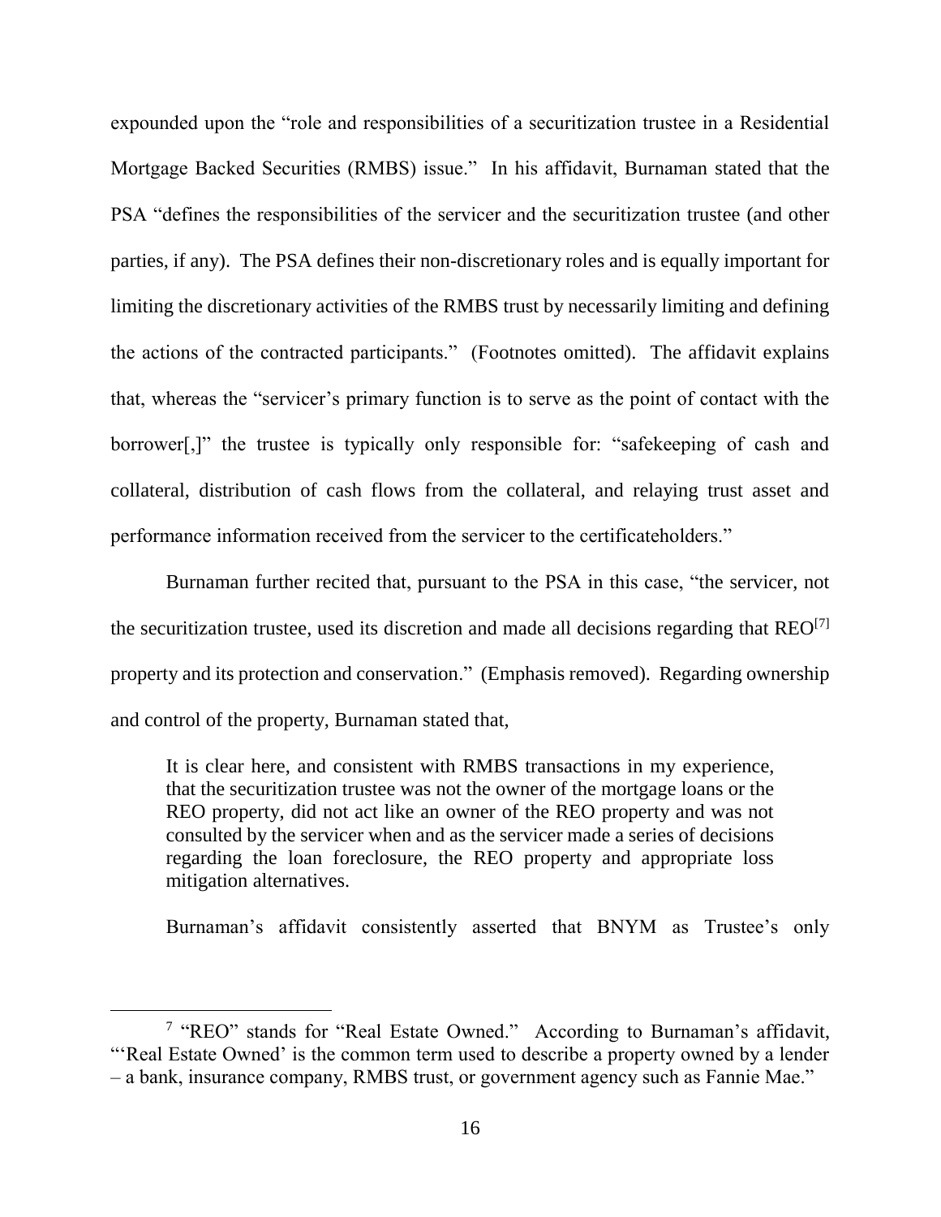expounded upon the "role and responsibilities of a securitization trustee in a Residential Mortgage Backed Securities (RMBS) issue." In his affidavit, Burnaman stated that the PSA "defines the responsibilities of the servicer and the securitization trustee (and other parties, if any). The PSA defines their non-discretionary roles and is equally important for limiting the discretionary activities of the RMBS trust by necessarily limiting and defining the actions of the contracted participants." (Footnotes omitted). The affidavit explains that, whereas the "servicer's primary function is to serve as the point of contact with the borrower[,]" the trustee is typically only responsible for: "safekeeping of cash and collateral, distribution of cash flows from the collateral, and relaying trust asset and performance information received from the servicer to the certificateholders."

Burnaman further recited that, pursuant to the PSA in this case, "the servicer, not the securitization trustee, used its discretion and made all decisions regarding that REO[7] property and its protection and conservation." (Emphasis removed). Regarding ownership and control of the property, Burnaman stated that,

> It is clear here, and consistent with RMBS transactions in my experience, that the securitization trustee was not the owner of the mortgage loans or the REO property, did not act like an owner of the REO property and was not consulted by the servicer when and as the servicer made a series of decisions regarding the loan foreclosure, the REO property and appropriate loss mitigation alternatives.

Burnaman's affidavit consistently asserted that BNYM as Trustee's only

---

[7] "REO" stands for "Real Estate Owned." According to Burnaman's affidavit, "'Real Estate Owned' is the common term used to describe a property owned by a lender – a bank, insurance company, RMBS trust, or government agency such as Fannie Mae."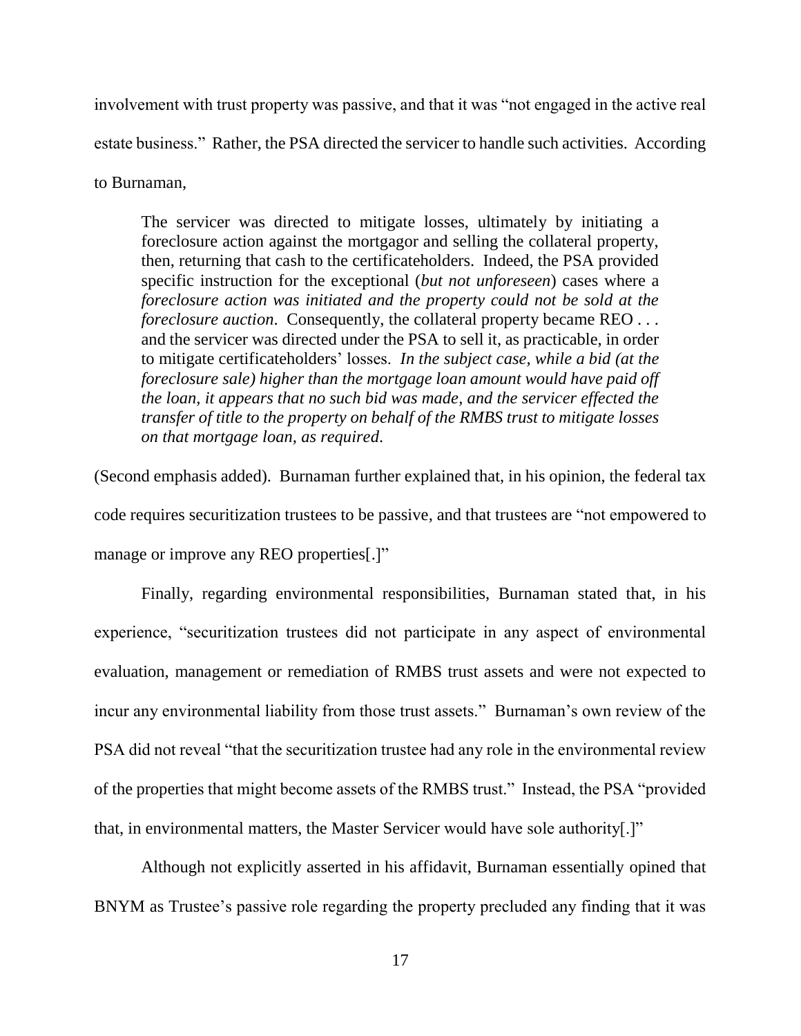involvement with trust property was passive, and that it was "not engaged in the active real estate business." Rather, the PSA directed the servicer to handle such activities. According to Burnaman,

> The servicer was directed to mitigate losses, ultimately by initiating a foreclosure action against the mortgagor and selling the collateral property, then, returning that cash to the certificateholders. Indeed, the PSA provided specific instruction for the exceptional (*but not unforeseen*) cases where a *foreclosure action was initiated and the property could not be sold at the foreclosure auction*. Consequently, the collateral property became REO . . . and the servicer was directed under the PSA to sell it, as practicable, in order to mitigate certificateholders' losses. *In the subject case, while a bid (at the foreclosure sale) higher than the mortgage loan amount would have paid off the loan, it appears that no such bid was made, and the servicer effected the transfer of title to the property on behalf of the RMBS trust to mitigate losses on that mortgage loan, as required*.

(Second emphasis added). Burnaman further explained that, in his opinion, the federal tax code requires securitization trustees to be passive, and that trustees are "not empowered to manage or improve any REO properties[.]"

Finally, regarding environmental responsibilities, Burnaman stated that, in his experience, "securitization trustees did not participate in any aspect of environmental evaluation, management or remediation of RMBS trust assets and were not expected to incur any environmental liability from those trust assets." Burnaman's own review of the PSA did not reveal "that the securitization trustee had any role in the environmental review of the properties that might become assets of the RMBS trust." Instead, the PSA "provided that, in environmental matters, the Master Servicer would have sole authority[.]"

Although not explicitly asserted in his affidavit, Burnaman essentially opined that BNYM as Trustee's passive role regarding the property precluded any finding that it was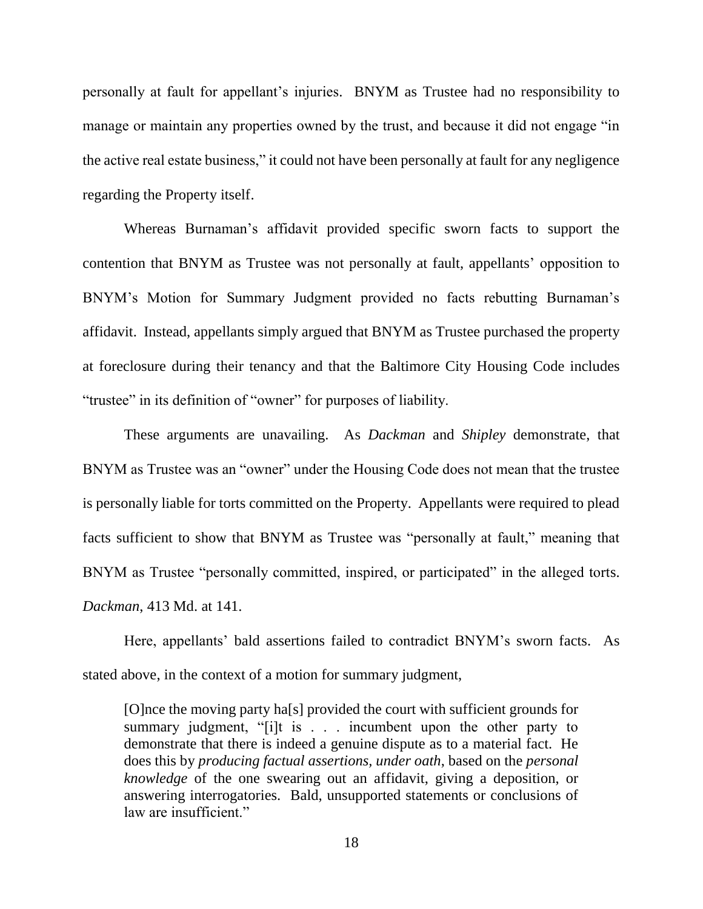personally at fault for appellant's injuries. BNYM as Trustee had no responsibility to manage or maintain any properties owned by the trust, and because it did not engage "in the active real estate business," it could not have been personally at fault for any negligence regarding the Property itself.

Whereas Burnaman's affidavit provided specific sworn facts to support the contention that BNYM as Trustee was not personally at fault, appellants' opposition to BNYM's Motion for Summary Judgment provided no facts rebutting Burnaman's affidavit. Instead, appellants simply argued that BNYM as Trustee purchased the property at foreclosure during their tenancy and that the Baltimore City Housing Code includes "trustee" in its definition of "owner" for purposes of liability.

These arguments are unavailing. As *Dackman* and *Shipley* demonstrate, that BNYM as Trustee was an "owner" under the Housing Code does not mean that the trustee is personally liable for torts committed on the Property. Appellants were required to plead facts sufficient to show that BNYM as Trustee was "personally at fault," meaning that BNYM as Trustee "personally committed, inspired, or participated" in the alleged torts. *Dackman*, 413 Md. at 141.

Here, appellants' bald assertions failed to contradict BNYM's sworn facts. As stated above, in the context of a motion for summary judgment,

> [O]nce the moving party ha[s] provided the court with sufficient grounds for summary judgment, "[i]t is . . . incumbent upon the other party to demonstrate that there is indeed a genuine dispute as to a material fact. He does this by *producing factual assertions, under oath*, based on the *personal knowledge* of the one swearing out an affidavit, giving a deposition, or answering interrogatories. Bald, unsupported statements or conclusions of law are insufficient."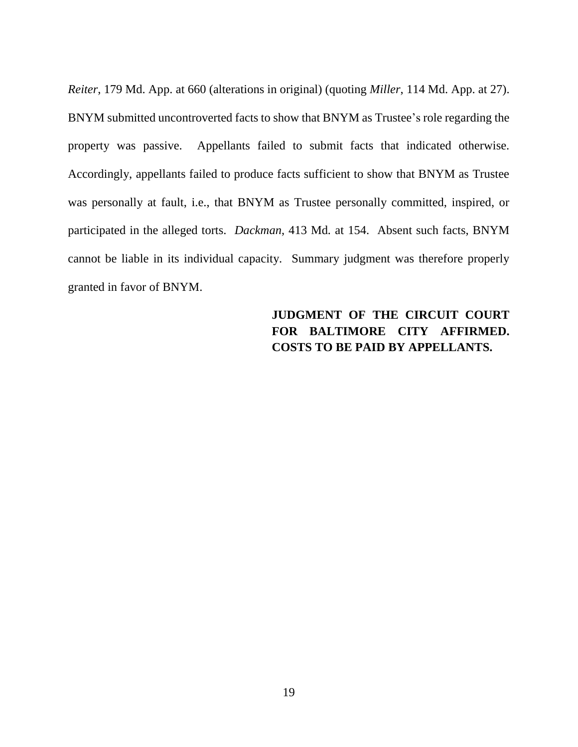*Reiter*, 179 Md. App. at 660 (alterations in original) (quoting *Miller*, 114 Md. App. at 27). BNYM submitted uncontroverted facts to show that BNYM as Trustee's role regarding the property was passive. Appellants failed to submit facts that indicated otherwise. Accordingly, appellants failed to produce facts sufficient to show that BNYM as Trustee was personally at fault, i.e., that BNYM as Trustee personally committed, inspired, or participated in the alleged torts. *Dackman*, 413 Md. at 154. Absent such facts, BNYM cannot be liable in its individual capacity. Summary judgment was therefore properly granted in favor of BNYM.

**JUDGMENT OF THE CIRCUIT COURT FOR BALTIMORE CITY AFFIRMED. COSTS TO BE PAID BY APPELLANTS.**